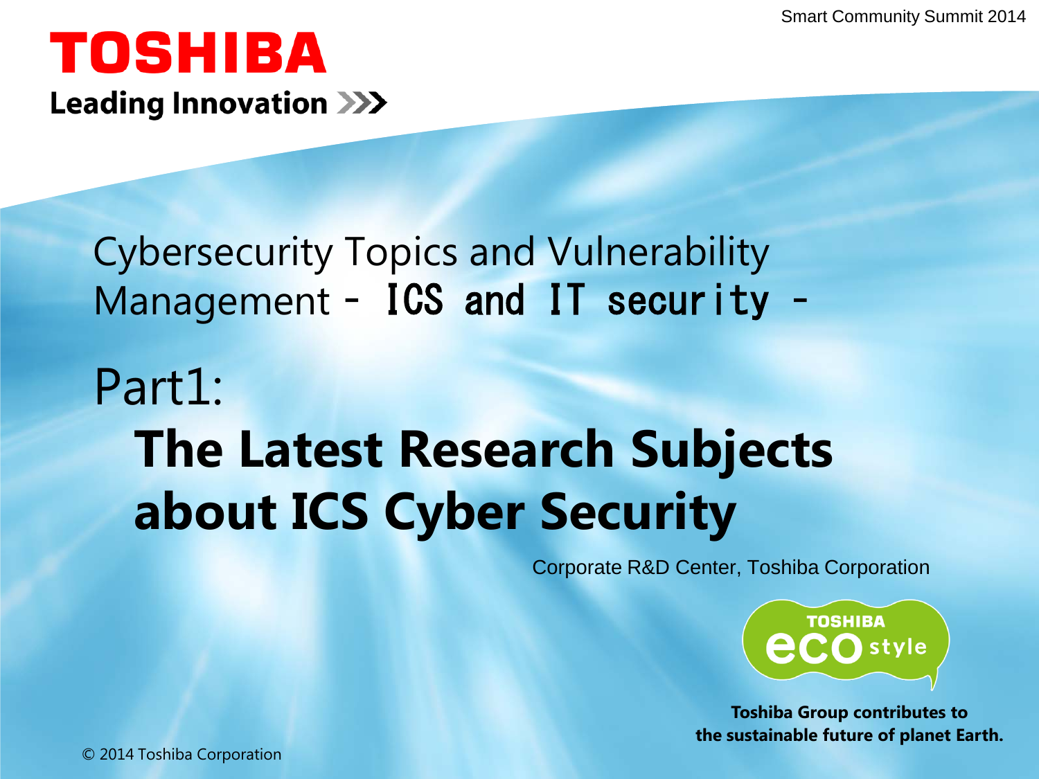Smart Community Summit 2014

**TOSHIBA**

**Leading Innovation >>>**

# Cybersecurity Topics and Vulnerability Management - ICS and IT security -

## Part1:

# The Latest Research Subjects about ICS Cyber Security

Corporate R&D Center, Toshiba Corporation

TOSHIBA eco style

**Toshiba Group contributes to the sustainable future of planet Earth.**

© 2014 Toshiba Corporation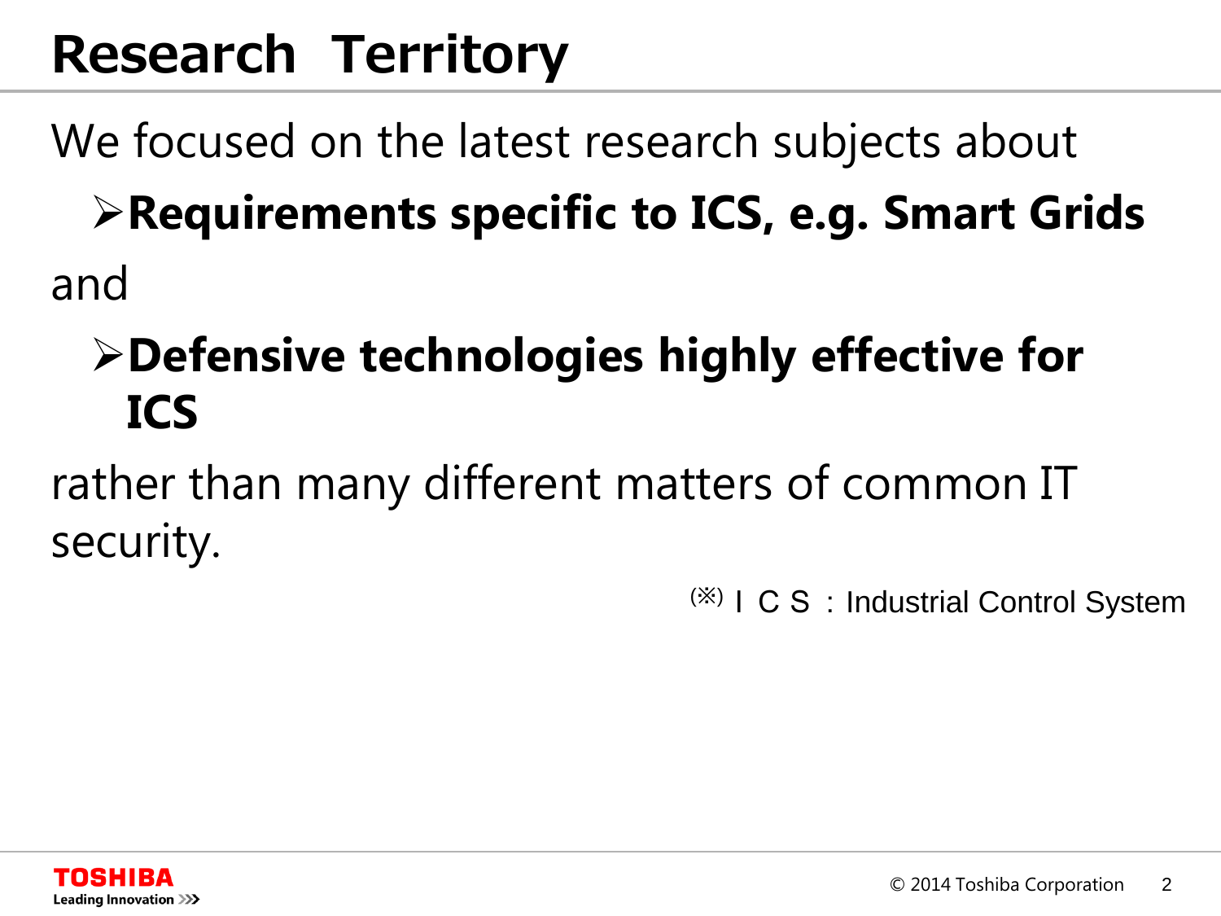# Research Territory

We focused on the latest research subjects about

- **Requirements specific to ICS, e.g. Smart Grids**

and

- **Defensive technologies highly effective for ICS**

rather than many different matters of common IT security.

(※) ＩＣＳ：Industrial Control System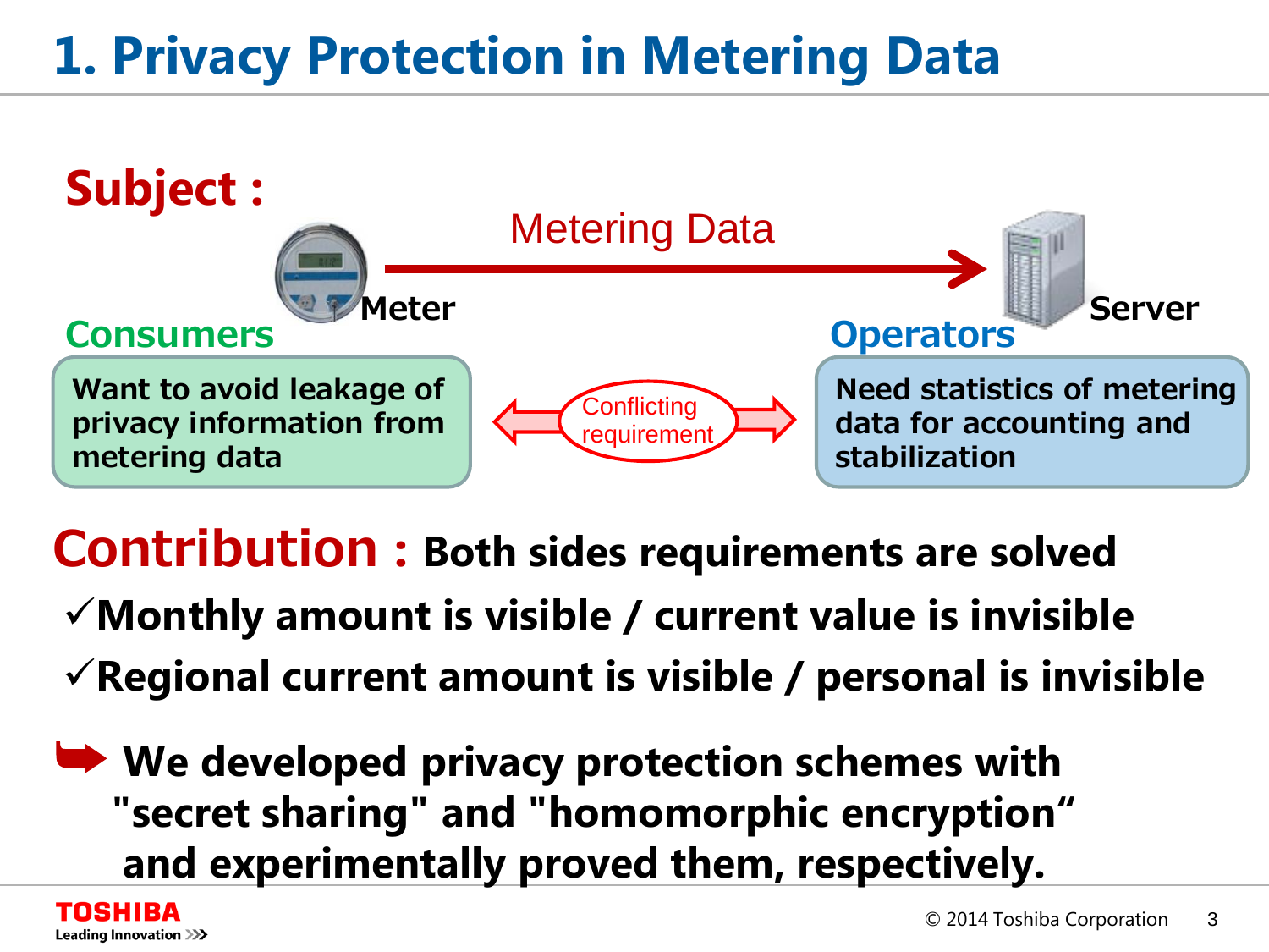# 1. Privacy Protection in Metering Data

## Subject :

Metering Data

Meter → Server

**Consumers**

Want to avoid leakage of privacy information from metering data

Conflicting requirement

**Operators**

Need statistics of metering data for accounting and stabilization

## Contribution : Both sides requirements are solved

- ✓ **Monthly amount is visible / current value is invisible**
- ✓ **Regional current amount is visible / personal is invisible**

➡ **We developed privacy protection schemes with "secret sharing" and "homomorphic encryption" and experimentally proved them, respectively.**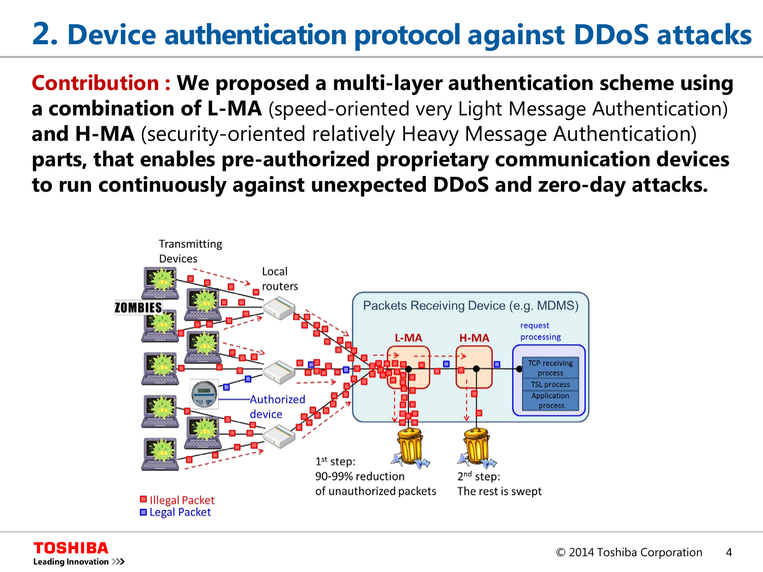# 2. Device authentication protocol against DDoS attacks

**Contribution : We proposed a multi-layer authentication scheme using a combination of L-MA** (speed-oriented very Light Message Authentication) **and H-MA** (security-oriented relatively Heavy Message Authentication) **parts, that enables pre-authorized proprietary communication devices to run continuously against unexpected DDoS and zero-day attacks.**

Transmitting Devices

ZOMBIES

Local routers

Authorized device

Packets Receiving Device (e.g. MDMS)

L-MA

H-MA

request processing

TCP receiving process

TSL process

Application process

1st step:
90-99% reduction of unauthorized packets

2nd step:
The rest is swept

Illegal Packet

Legal Packet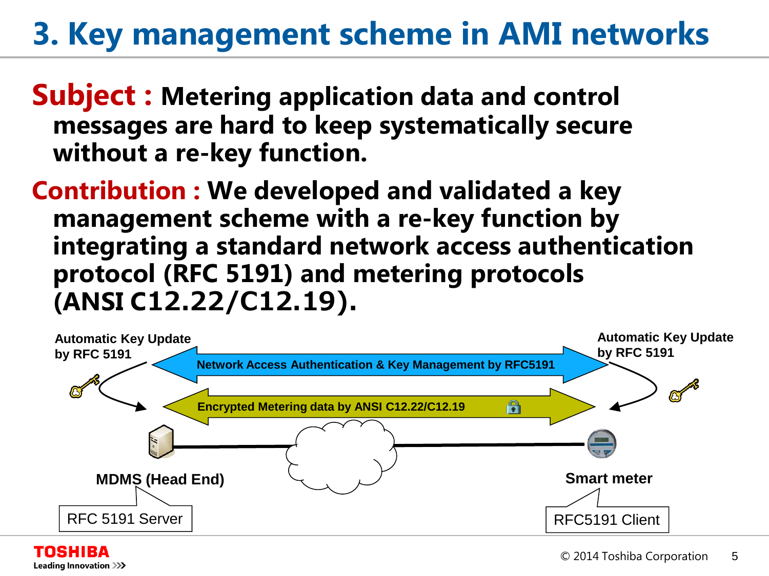# 3. Key management scheme in AMI networks

**Subject :** **Metering application data and control messages are hard to keep systematically secure without a re-key function.**

**Contribution :** **We developed and validated a key management scheme with a re-key function by integrating a standard network access authentication protocol (RFC 5191) and metering protocols (ANSI C12.22/C12.19).**

Automatic Key Update by RFC 5191

Network Access Authentication & Key Management by RFC5191

Automatic Key Update by RFC 5191

Encrypted Metering data by ANSI C12.22/C12.19

MDMS (Head End)

Smart meter

RFC 5191 Server

RFC5191 Client

© 2014 Toshiba Corporation